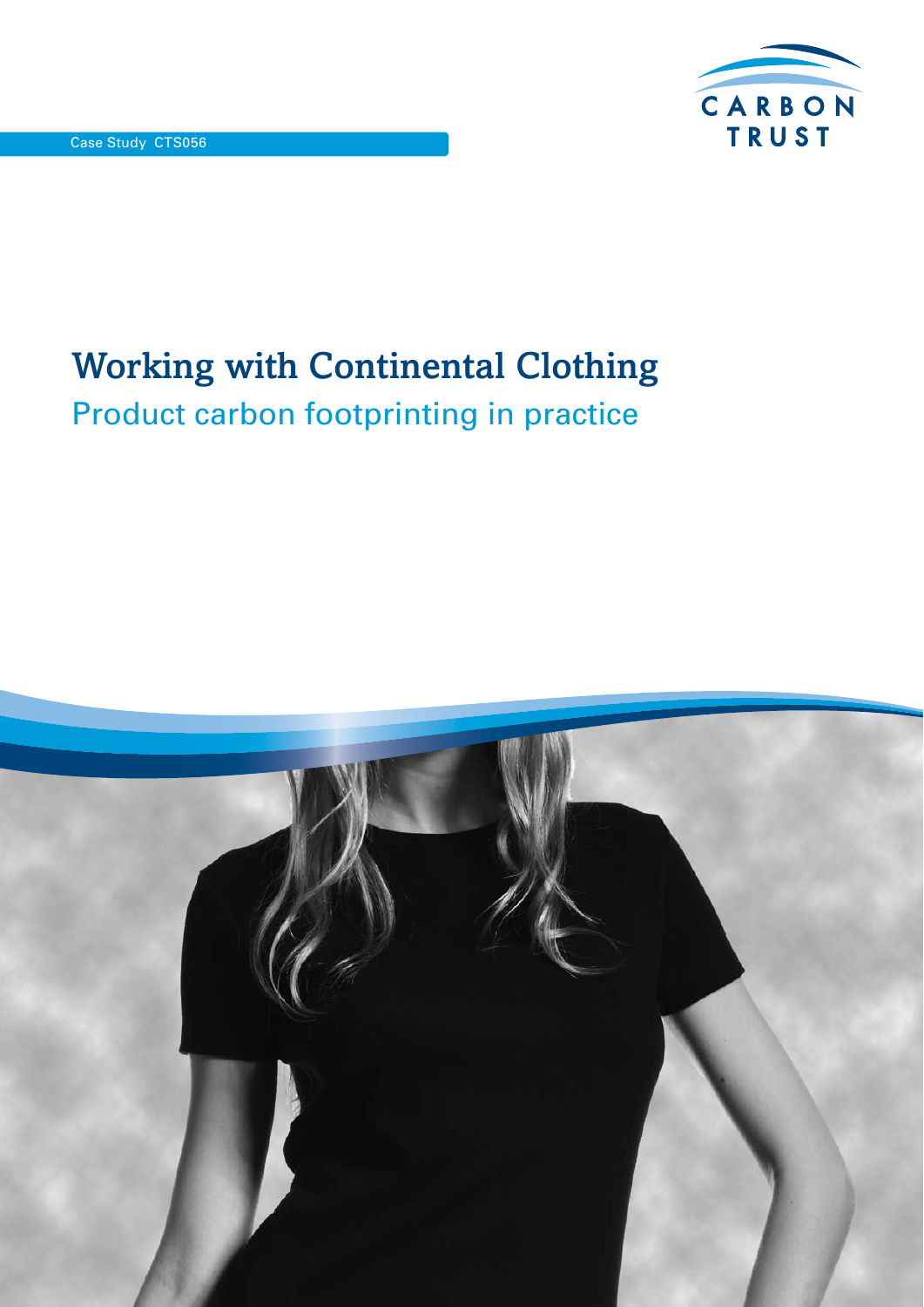Case Study CTS056

# Working with Continental Clothing

## Product carbon footprinting in practice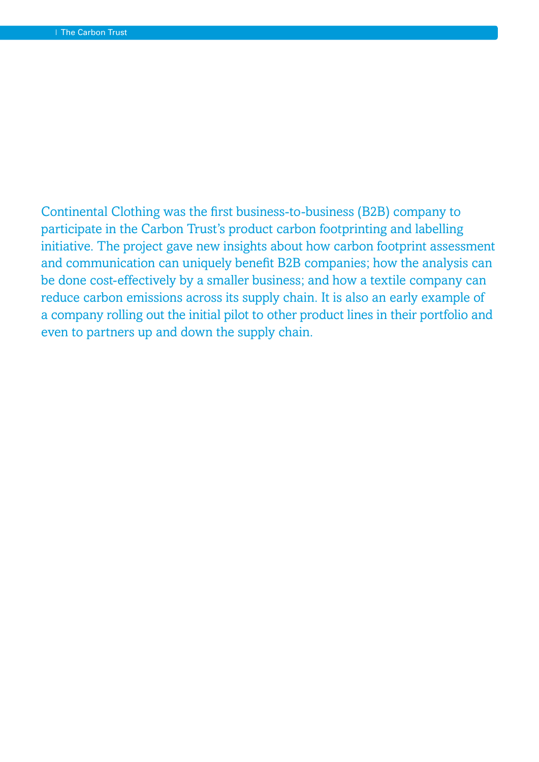Continental Clothing was the first business-to-business (B2B) company to participate in the Carbon Trust's product carbon footprinting and labelling initiative. The project gave new insights about how carbon footprint assessment and communication can uniquely benefit B2B companies; how the analysis can be done cost-effectively by a smaller business; and how a textile company can reduce carbon emissions across its supply chain. It is also an early example of a company rolling out the initial pilot to other product lines in their portfolio and even to partners up and down the supply chain.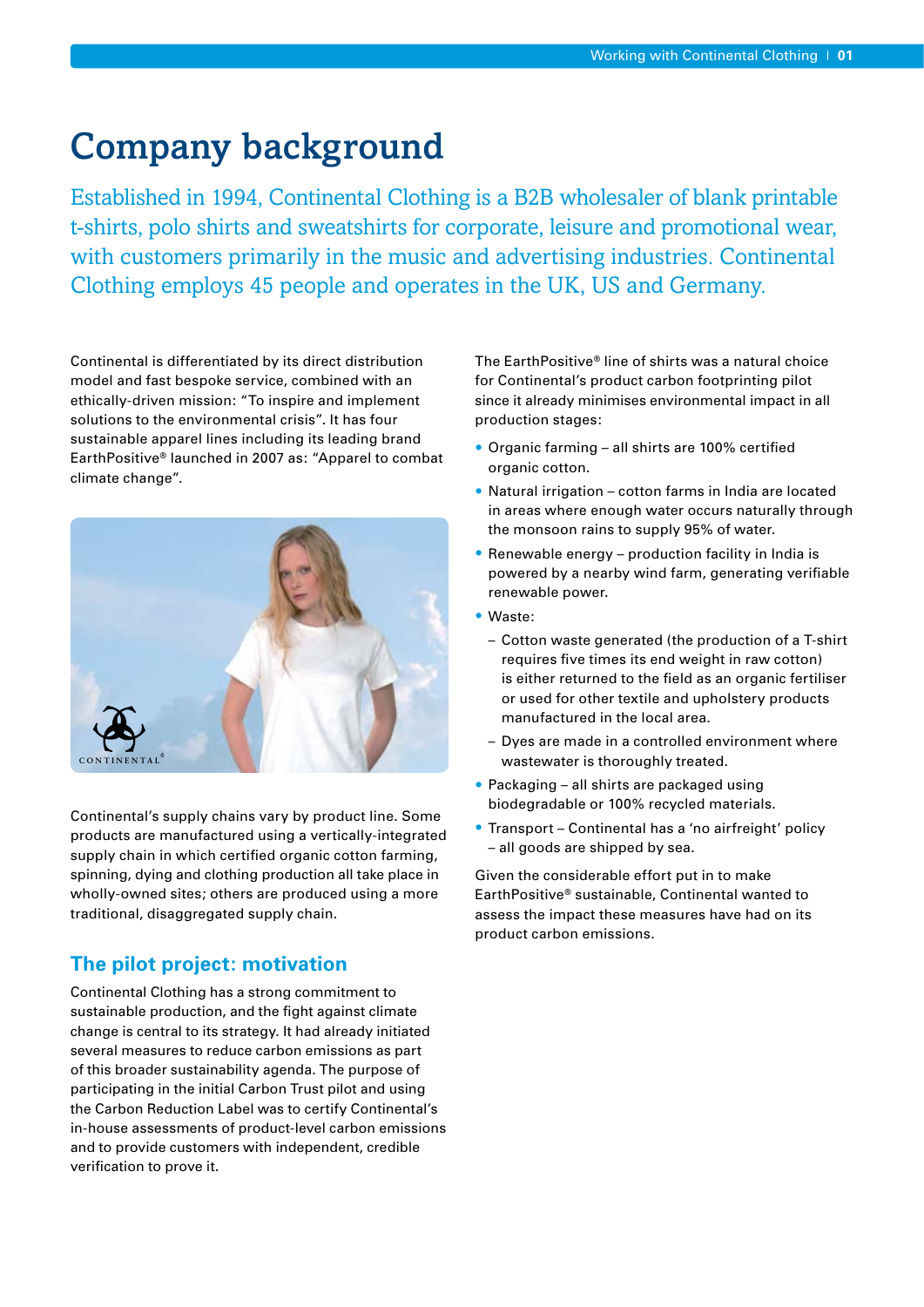# Company background

Established in 1994, Continental Clothing is a B2B wholesaler of blank printable t-shirts, polo shirts and sweatshirts for corporate, leisure and promotional wear, with customers primarily in the music and advertising industries. Continental Clothing employs 45 people and operates in the UK, US and Germany.

Continental is differentiated by its direct distribution model and fast bespoke service, combined with an ethically-driven mission: "To inspire and implement solutions to the environmental crisis". It has four sustainable apparel lines including its leading brand EarthPositive® launched in 2007 as: "Apparel to combat climate change".

Continental's supply chains vary by product line. Some products are manufactured using a vertically-integrated supply chain in which certified organic cotton farming, spinning, dying and clothing production all take place in wholly-owned sites; others are produced using a more traditional, disaggregated supply chain.

## The pilot project: motivation

Continental Clothing has a strong commitment to sustainable production, and the fight against climate change is central to its strategy. It had already initiated several measures to reduce carbon emissions as part of this broader sustainability agenda. The purpose of participating in the initial Carbon Trust pilot and using the Carbon Reduction Label was to certify Continental's in-house assessments of product-level carbon emissions and to provide customers with independent, credible verification to prove it.

The EarthPositive® line of shirts was a natural choice for Continental's product carbon footprinting pilot since it already minimises environmental impact in all production stages:

- Organic farming – all shirts are 100% certified organic cotton.
- Natural irrigation – cotton farms in India are located in areas where enough water occurs naturally through the monsoon rains to supply 95% of water.
- Renewable energy – production facility in India is powered by a nearby wind farm, generating verifiable renewable power.
- Waste:
  - Cotton waste generated (the production of a T-shirt requires five times its end weight in raw cotton) is either returned to the field as an organic fertiliser or used for other textile and upholstery products manufactured in the local area.
  - Dyes are made in a controlled environment where wastewater is thoroughly treated.
- Packaging – all shirts are packaged using biodegradable or 100% recycled materials.
- Transport – Continental has a 'no airfreight' policy – all goods are shipped by sea.

Given the considerable effort put in to make EarthPositive® sustainable, Continental wanted to assess the impact these measures have had on its product carbon emissions.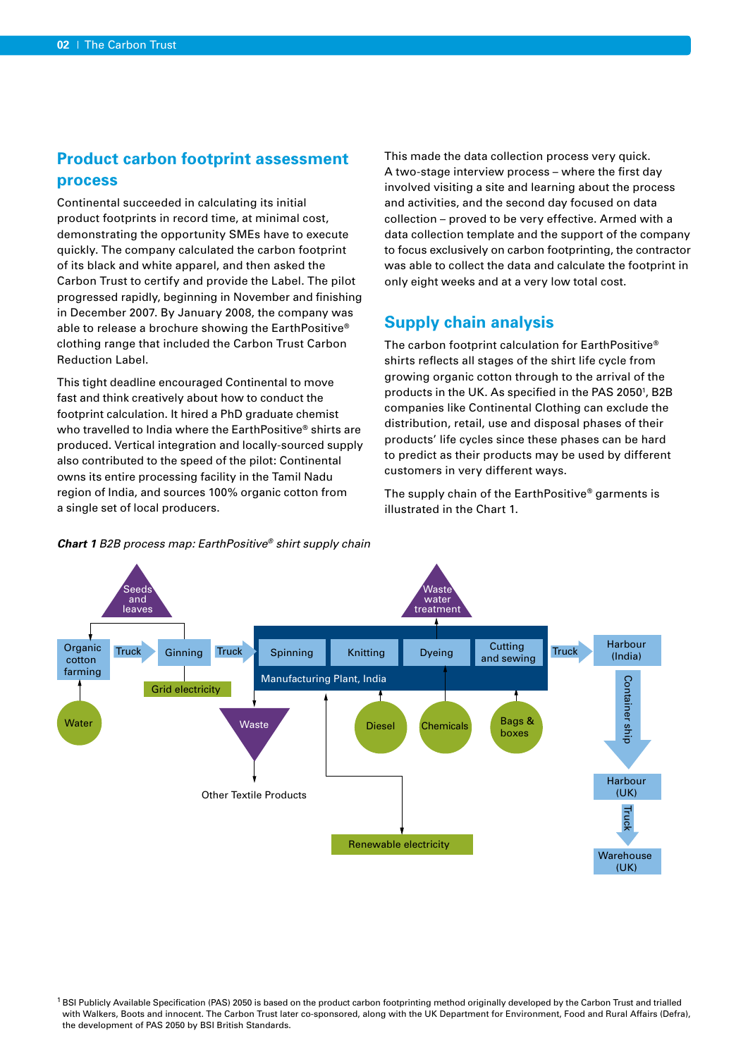## Product carbon footprint assessment process

Continental succeeded in calculating its initial product footprints in record time, at minimal cost, demonstrating the opportunity SMEs have to execute quickly. The company calculated the carbon footprint of its black and white apparel, and then asked the Carbon Trust to certify and provide the Label. The pilot progressed rapidly, beginning in November and finishing in December 2007. By January 2008, the company was able to release a brochure showing the EarthPositive® clothing range that included the Carbon Trust Carbon Reduction Label.

This tight deadline encouraged Continental to move fast and think creatively about how to conduct the footprint calculation. It hired a PhD graduate chemist who travelled to India where the EarthPositive® shirts are produced. Vertical integration and locally-sourced supply also contributed to the speed of the pilot: Continental owns its entire processing facility in the Tamil Nadu region of India, and sources 100% organic cotton from a single set of local producers.

This made the data collection process very quick. A two-stage interview process – where the first day involved visiting a site and learning about the process and activities, and the second day focused on data collection – proved to be very effective. Armed with a data collection template and the support of the company to focus exclusively on carbon footprinting, the contractor was able to collect the data and calculate the footprint in only eight weeks and at a very low total cost.

## Supply chain analysis

The carbon footprint calculation for EarthPositive® shirts reflects all stages of the shirt life cycle from growing organic cotton through to the arrival of the products in the UK. As specified in the PAS 2050[1], B2B companies like Continental Clothing can exclude the distribution, retail, use and disposal phases of their products' life cycles since these phases can be hard to predict as their products may be used by different customers in very different ways.

The supply chain of the EarthPositive® garments is illustrated in the Chart 1.

***Chart 1*** *B2B process map: EarthPositive® shirt supply chain*

Seeds and leaves → Organic cotton farming; Water → Organic cotton farming
Organic cotton farming → Truck → Ginning (Grid electricity) → Truck → Manufacturing Plant, India: Spinning → Knitting → Dyeing → Cutting and sewing
Inputs to Manufacturing Plant: Diesel, Chemicals, Bags & boxes, Renewable electricity
Outputs: Waste water treatment; Waste → Other Textile Products
Cutting and sewing → Truck → Harbour (India) → Container ship → Harbour (UK) → Truck → Warehouse (UK)

[1] BSI Publicly Available Specification (PAS) 2050 is based on the product carbon footprinting method originally developed by the Carbon Trust and trialled with Walkers, Boots and innocent. The Carbon Trust later co-sponsored, along with the UK Department for Environment, Food and Rural Affairs (Defra), the development of PAS 2050 by BSI British Standards.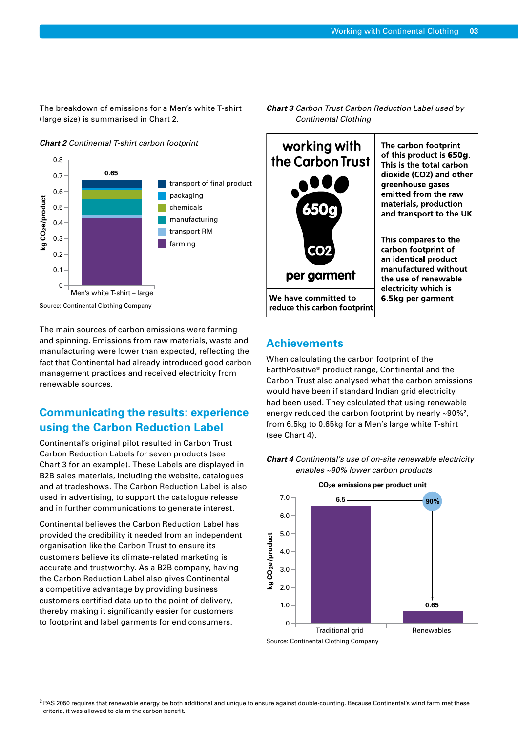The breakdown of emissions for a Men's white T-shirt (large size) is summarised in Chart 2.

***Chart 2** Continental T-shirt carbon footprint*

Source: Continental Clothing Company

The main sources of carbon emissions were farming and spinning. Emissions from raw materials, waste and manufacturing were lower than expected, reflecting the fact that Continental had already introduced good carbon management practices and received electricity from renewable sources.

## Communicating the results: experience using the Carbon Reduction Label

Continental's original pilot resulted in Carbon Trust Carbon Reduction Labels for seven products (see Chart 3 for an example). These Labels are displayed in B2B sales materials, including the website, catalogues and at tradeshows. The Carbon Reduction Label is also used in advertising, to support the catalogue release and in further communications to generate interest.

Continental believes the Carbon Reduction Label has provided the credibility it needed from an independent organisation like the Carbon Trust to ensure its customers believe its climate-related marketing is accurate and trustworthy. As a B2B company, having the Carbon Reduction Label also gives Continental a competitive advantage by providing business customers certified data up to the point of delivery, thereby making it significantly easier for customers to footprint and label garments for end consumers.

***Chart 3** Carbon Trust Carbon Reduction Label used by Continental Clothing*

| working with the Carbon Trust — 650g $CO_2$ per garment | The carbon footprint of this product is **650g**. This is the total carbon dioxide (CO2) and other greenhouse gases emitted from the raw materials, production and transport to the UK |
|---|---|
| We have committed to reduce this carbon footprint | This compares to the carbon footprint of an identical product manufactured without the use of renewable electricity which is **6.5kg** per garment |

## Achievements

When calculating the carbon footprint of the EarthPositive® product range, Continental and the Carbon Trust also analysed what the carbon emissions would have been if standard Indian grid electricity had been used. They calculated that using renewable energy reduced the carbon footprint by nearly ~90%[2], from 6.5kg to 0.65kg for a Men's large white T-shirt (see Chart 4).

***Chart 4** Continental's use of on-site renewable electricity enables ~90% lower carbon products*

Source: Continental Clothing Company

[2] PAS 2050 requires that renewable energy be both additional and unique to ensure against double-counting. Because Continental's wind farm met these criteria, it was allowed to claim the carbon benefit.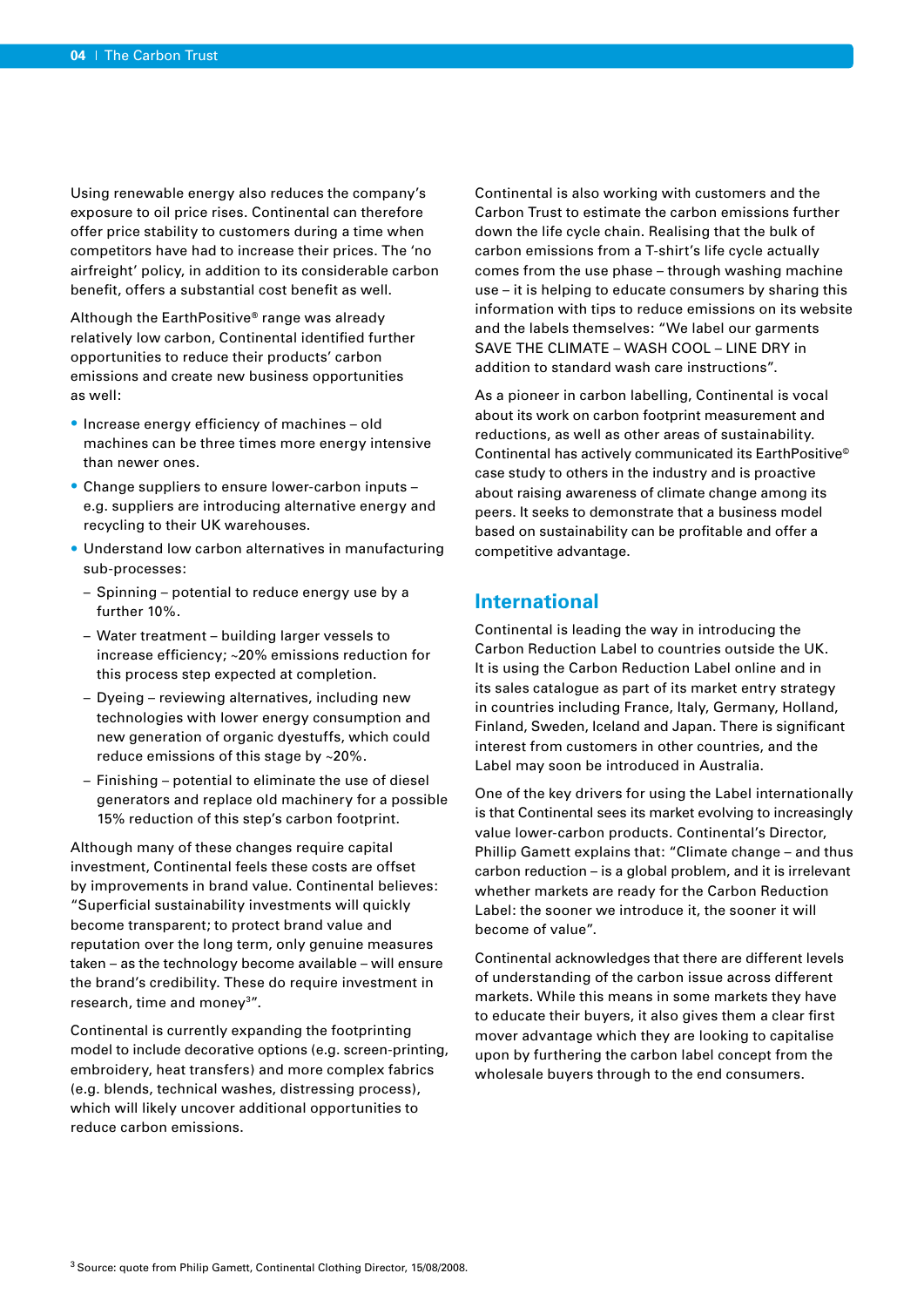Using renewable energy also reduces the company's exposure to oil price rises. Continental can therefore offer price stability to customers during a time when competitors have had to increase their prices. The 'no airfreight' policy, in addition to its considerable carbon benefit, offers a substantial cost benefit as well.

Although the EarthPositive® range was already relatively low carbon, Continental identified further opportunities to reduce their products' carbon emissions and create new business opportunities as well:

- Increase energy efficiency of machines – old machines can be three times more energy intensive than newer ones.
- Change suppliers to ensure lower-carbon inputs – e.g. suppliers are introducing alternative energy and recycling to their UK warehouses.
- Understand low carbon alternatives in manufacturing sub-processes:
  - Spinning – potential to reduce energy use by a further 10%.
  - Water treatment – building larger vessels to increase efficiency; ~20% emissions reduction for this process step expected at completion.
  - Dyeing – reviewing alternatives, including new technologies with lower energy consumption and new generation of organic dyestuffs, which could reduce emissions of this stage by ~20%.
  - Finishing – potential to eliminate the use of diesel generators and replace old machinery for a possible 15% reduction of this step's carbon footprint.

Although many of these changes require capital investment, Continental feels these costs are offset by improvements in brand value. Continental believes: "Superficial sustainability investments will quickly become transparent; to protect brand value and reputation over the long term, only genuine measures taken – as the technology become available – will ensure the brand's credibility. These do require investment in research, time and money[3]".

Continental is currently expanding the footprinting model to include decorative options (e.g. screen-printing, embroidery, heat transfers) and more complex fabrics (e.g. blends, technical washes, distressing process), which will likely uncover additional opportunities to reduce carbon emissions.

Continental is also working with customers and the Carbon Trust to estimate the carbon emissions further down the life cycle chain. Realising that the bulk of carbon emissions from a T-shirt's life cycle actually comes from the use phase – through washing machine use – it is helping to educate consumers by sharing this information with tips to reduce emissions on its website and the labels themselves: "We label our garments SAVE THE CLIMATE – WASH COOL – LINE DRY in addition to standard wash care instructions".

As a pioneer in carbon labelling, Continental is vocal about its work on carbon footprint measurement and reductions, as well as other areas of sustainability. Continental has actively communicated its EarthPositive© case study to others in the industry and is proactive about raising awareness of climate change among its peers. It seeks to demonstrate that a business model based on sustainability can be profitable and offer a competitive advantage.

## International

Continental is leading the way in introducing the Carbon Reduction Label to countries outside the UK. It is using the Carbon Reduction Label online and in its sales catalogue as part of its market entry strategy in countries including France, Italy, Germany, Holland, Finland, Sweden, Iceland and Japan. There is significant interest from customers in other countries, and the Label may soon be introduced in Australia.

One of the key drivers for using the Label internationally is that Continental sees its market evolving to increasingly value lower-carbon products. Continental's Director, Phillip Gamett explains that: "Climate change – and thus carbon reduction – is a global problem, and it is irrelevant whether markets are ready for the Carbon Reduction Label: the sooner we introduce it, the sooner it will become of value".

Continental acknowledges that there are different levels of understanding of the carbon issue across different markets. While this means in some markets they have to educate their buyers, it also gives them a clear first mover advantage which they are looking to capitalise upon by furthering the carbon label concept from the wholesale buyers through to the end consumers.

[3] Source: quote from Philip Gamett, Continental Clothing Director, 15/08/2008.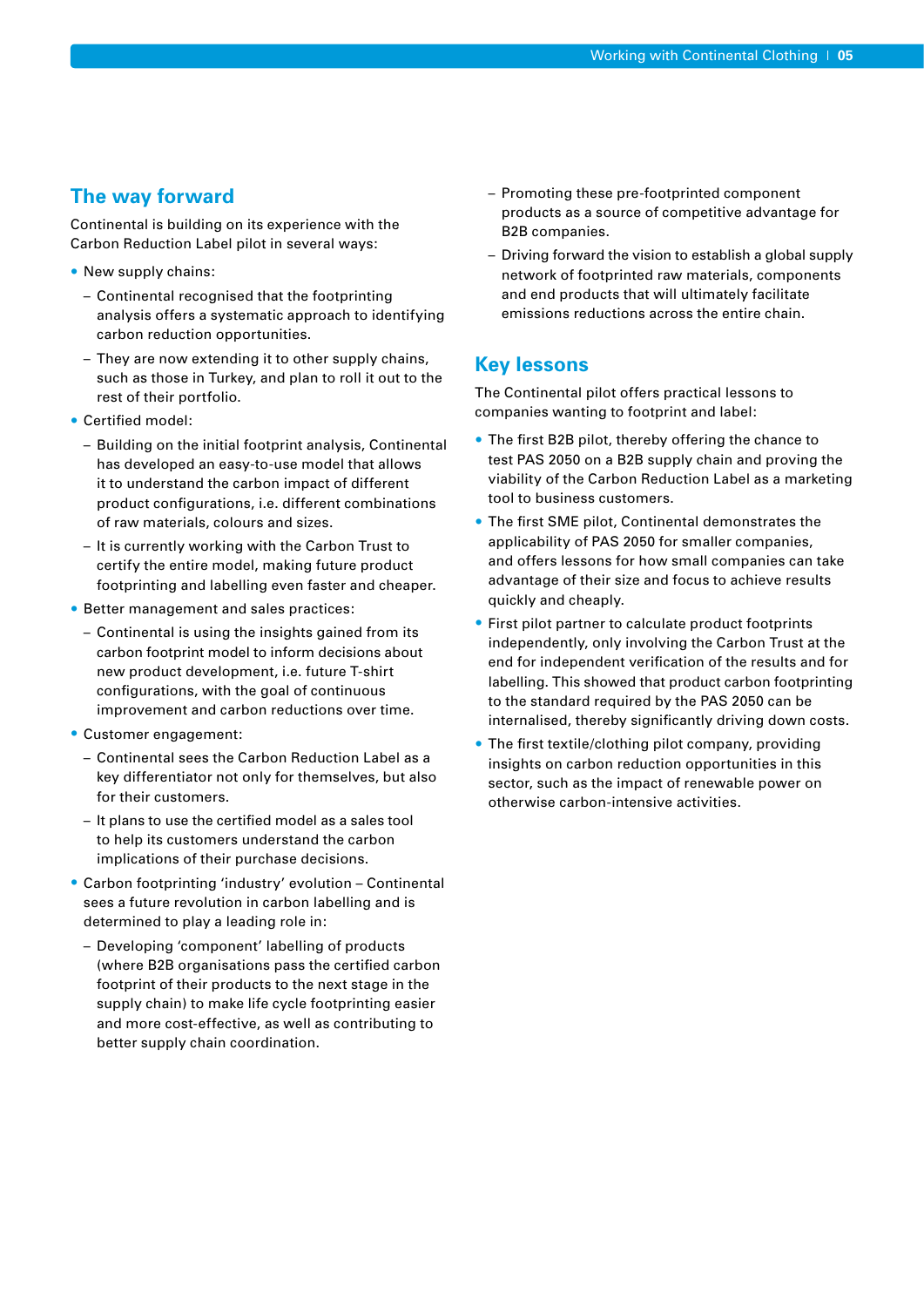## The way forward

Continental is building on its experience with the Carbon Reduction Label pilot in several ways:

- New supply chains:
  - Continental recognised that the footprinting analysis offers a systematic approach to identifying carbon reduction opportunities.
  - They are now extending it to other supply chains, such as those in Turkey, and plan to roll it out to the rest of their portfolio.
- Certified model:
  - Building on the initial footprint analysis, Continental has developed an easy-to-use model that allows it to understand the carbon impact of different product configurations, i.e. different combinations of raw materials, colours and sizes.
  - It is currently working with the Carbon Trust to certify the entire model, making future product footprinting and labelling even faster and cheaper.
- Better management and sales practices:
  - Continental is using the insights gained from its carbon footprint model to inform decisions about new product development, i.e. future T-shirt configurations, with the goal of continuous improvement and carbon reductions over time.
- Customer engagement:
  - Continental sees the Carbon Reduction Label as a key differentiator not only for themselves, but also for their customers.
  - It plans to use the certified model as a sales tool to help its customers understand the carbon implications of their purchase decisions.
- Carbon footprinting 'industry' evolution – Continental sees a future revolution in carbon labelling and is determined to play a leading role in:
  - Developing 'component' labelling of products (where B2B organisations pass the certified carbon footprint of their products to the next stage in the supply chain) to make life cycle footprinting easier and more cost-effective, as well as contributing to better supply chain coordination.
  - Promoting these pre-footprinted component products as a source of competitive advantage for B2B companies.
  - Driving forward the vision to establish a global supply network of footprinted raw materials, components and end products that will ultimately facilitate emissions reductions across the entire chain.

## Key lessons

The Continental pilot offers practical lessons to companies wanting to footprint and label:

- The first B2B pilot, thereby offering the chance to test PAS 2050 on a B2B supply chain and proving the viability of the Carbon Reduction Label as a marketing tool to business customers.
- The first SME pilot, Continental demonstrates the applicability of PAS 2050 for smaller companies, and offers lessons for how small companies can take advantage of their size and focus to achieve results quickly and cheaply.
- First pilot partner to calculate product footprints independently, only involving the Carbon Trust at the end for independent verification of the results and for labelling. This showed that product carbon footprinting to the standard required by the PAS 2050 can be internalised, thereby significantly driving down costs.
- The first textile/clothing pilot company, providing insights on carbon reduction opportunities in this sector, such as the impact of renewable power on otherwise carbon-intensive activities.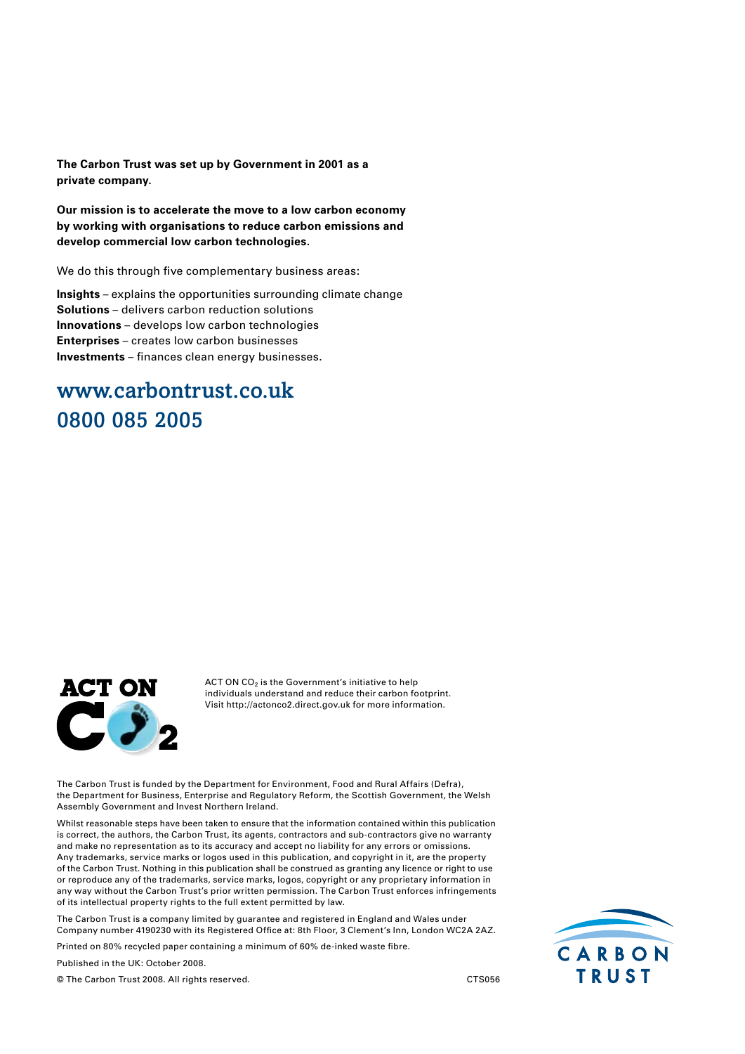**The Carbon Trust was set up by Government in 2001 as a private company.**

**Our mission is to accelerate the move to a low carbon economy by working with organisations to reduce carbon emissions and develop commercial low carbon technologies.**

We do this through five complementary business areas:

**Insights** – explains the opportunities surrounding climate change
**Solutions** – delivers carbon reduction solutions
**Innovations** – develops low carbon technologies
**Enterprises** – creates low carbon businesses
**Investments** – finances clean energy businesses.

## www.carbontrust.co.uk
## 0800 085 2005

ACT ON $CO_2$ is the Government's initiative to help individuals understand and reduce their carbon footprint. Visit http://actonco2.direct.gov.uk for more information.

The Carbon Trust is funded by the Department for Environment, Food and Rural Affairs (Defra), the Department for Business, Enterprise and Regulatory Reform, the Scottish Government, the Welsh Assembly Government and Invest Northern Ireland.

Whilst reasonable steps have been taken to ensure that the information contained within this publication is correct, the authors, the Carbon Trust, its agents, contractors and sub-contractors give no warranty and make no representation as to its accuracy and accept no liability for any errors or omissions. Any trademarks, service marks or logos used in this publication, and copyright in it, are the property of the Carbon Trust. Nothing in this publication shall be construed as granting any licence or right to use or reproduce any of the trademarks, service marks, logos, copyright or any proprietary information in any way without the Carbon Trust's prior written permission. The Carbon Trust enforces infringements of its intellectual property rights to the full extent permitted by law.

The Carbon Trust is a company limited by guarantee and registered in England and Wales under Company number 4190230 with its Registered Office at: 8th Floor, 3 Clement's Inn, London WC2A 2AZ.

Printed on 80% recycled paper containing a minimum of 60% de-inked waste fibre.

Published in the UK: October 2008.

© The Carbon Trust 2008. All rights reserved.

CTS056